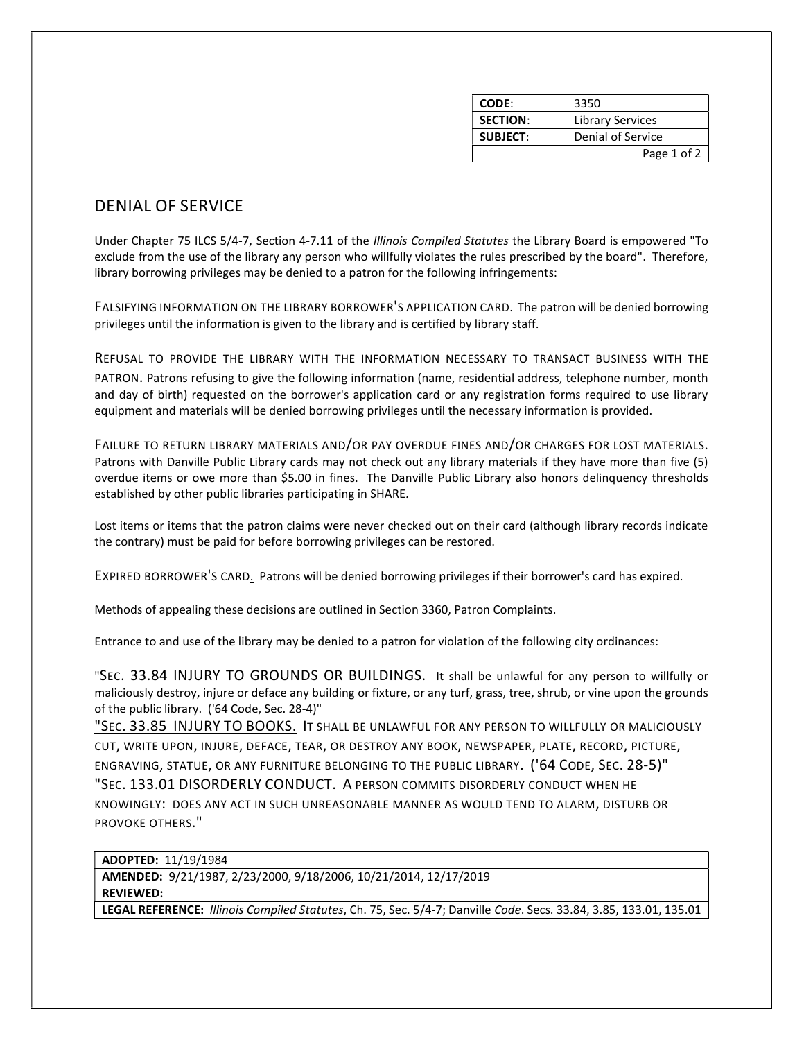| CODE: | 3350 |
|---|---|
| SECTION: | Library Services |
| SUBJECT: | Denial of Service |

# DENIAL OF SERVICE

Under Chapter 75 ILCS 5/4-7, Section 4-7.11 of the *Illinois Compiled Statutes* the Library Board is empowered "To exclude from the use of the library any person who willfully violates the rules prescribed by the board". Therefore, library borrowing privileges may be denied to a patron for the following infringements:

FALSIFYING INFORMATION ON THE LIBRARY BORROWER'S APPLICATION CARD. The patron will be denied borrowing privileges until the information is given to the library and is certified by library staff.

REFUSAL TO PROVIDE THE LIBRARY WITH THE INFORMATION NECESSARY TO TRANSACT BUSINESS WITH THE PATRON. Patrons refusing to give the following information (name, residential address, telephone number, month and day of birth) requested on the borrower's application card or any registration forms required to use library equipment and materials will be denied borrowing privileges until the necessary information is provided.

FAILURE TO RETURN LIBRARY MATERIALS AND/OR PAY OVERDUE FINES AND/OR CHARGES FOR LOST MATERIALS. Patrons with Danville Public Library cards may not check out any library materials if they have more than five (5) overdue items or owe more than $5.00 in fines. The Danville Public Library also honors delinquency thresholds established by other public libraries participating in SHARE.

Lost items or items that the patron claims were never checked out on their card (although library records indicate the contrary) must be paid for before borrowing privileges can be restored.

EXPIRED BORROWER'S CARD. Patrons will be denied borrowing privileges if their borrower's card has expired.

Methods of appealing these decisions are outlined in Section 3360, Patron Complaints.

Entrance to and use of the library may be denied to a patron for violation of the following city ordinances:

"SEC. 33.84 INJURY TO GROUNDS OR BUILDINGS. It shall be unlawful for any person to willfully or maliciously destroy, injure or deface any building or fixture, or any turf, grass, tree, shrub, or vine upon the grounds of the public library. ('64 Code, Sec. 28-4)"

"SEC. 33.85 INJURY TO BOOKS. IT SHALL BE UNLAWFUL FOR ANY PERSON TO WILLFULLY OR MALICIOUSLY CUT, WRITE UPON, INJURE, DEFACE, TEAR, OR DESTROY ANY BOOK, NEWSPAPER, PLATE, RECORD, PICTURE, ENGRAVING, STATUE, OR ANY FURNITURE BELONGING TO THE PUBLIC LIBRARY. ('64 CODE, SEC. 28-5)"

"SEC. 133.01 DISORDERLY CONDUCT. A PERSON COMMITS DISORDERLY CONDUCT WHEN HE KNOWINGLY: DOES ANY ACT IN SUCH UNREASONABLE MANNER AS WOULD TEND TO ALARM, DISTURB OR PROVOKE OTHERS."

| **ADOPTED:** 11/19/1984 |
|---|
| **AMENDED:** 9/21/1987, 2/23/2000, 9/18/2006, 10/21/2014, 12/17/2019 |
| **REVIEWED:** |
| **LEGAL REFERENCE:** *Illinois Compiled Statutes*, Ch. 75, Sec. 5/4-7; Danville *Code*. Secs. 33.84, 3.85, 133.01, 135.01 |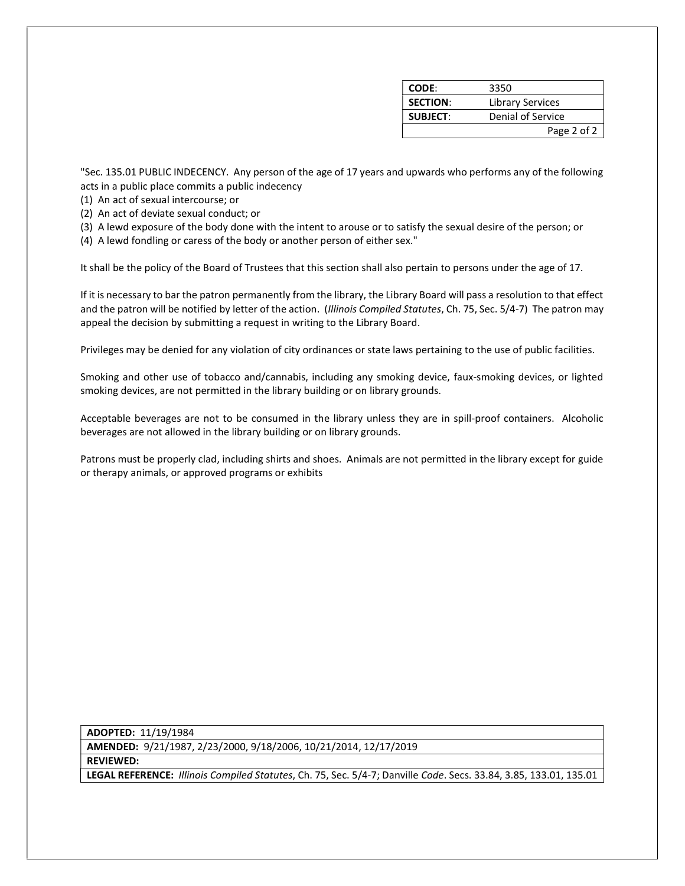| | |
|---|---|
| **CODE**: | 3350 |
| **SECTION**: | Library Services |
| **SUBJECT**: | Denial of Service |

"Sec. 135.01 PUBLIC INDECENCY. Any person of the age of 17 years and upwards who performs any of the following acts in a public place commits a public indecency

(1) An act of sexual intercourse; or
(2) An act of deviate sexual conduct; or
(3) A lewd exposure of the body done with the intent to arouse or to satisfy the sexual desire of the person; or
(4) A lewd fondling or caress of the body or another person of either sex."

It shall be the policy of the Board of Trustees that this section shall also pertain to persons under the age of 17.

If it is necessary to bar the patron permanently from the library, the Library Board will pass a resolution to that effect and the patron will be notified by letter of the action. (*Illinois Compiled Statutes*, Ch. 75, Sec. 5/4-7) The patron may appeal the decision by submitting a request in writing to the Library Board.

Privileges may be denied for any violation of city ordinances or state laws pertaining to the use of public facilities.

Smoking and other use of tobacco and/cannabis, including any smoking device, faux-smoking devices, or lighted smoking devices, are not permitted in the library building or on library grounds.

Acceptable beverages are not to be consumed in the library unless they are in spill-proof containers. Alcoholic beverages are not allowed in the library building or on library grounds.

Patrons must be properly clad, including shirts and shoes. Animals are not permitted in the library except for guide or therapy animals, or approved programs or exhibits

| |
|---|
| **ADOPTED:** 11/19/1984 |
| **AMENDED:** 9/21/1987, 2/23/2000, 9/18/2006, 10/21/2014, 12/17/2019 |
| **REVIEWED:** |
| **LEGAL REFERENCE:** *Illinois Compiled Statutes*, Ch. 75, Sec. 5/4-7; Danville *Code*. Secs. 33.84, 3.85, 133.01, 135.01 |